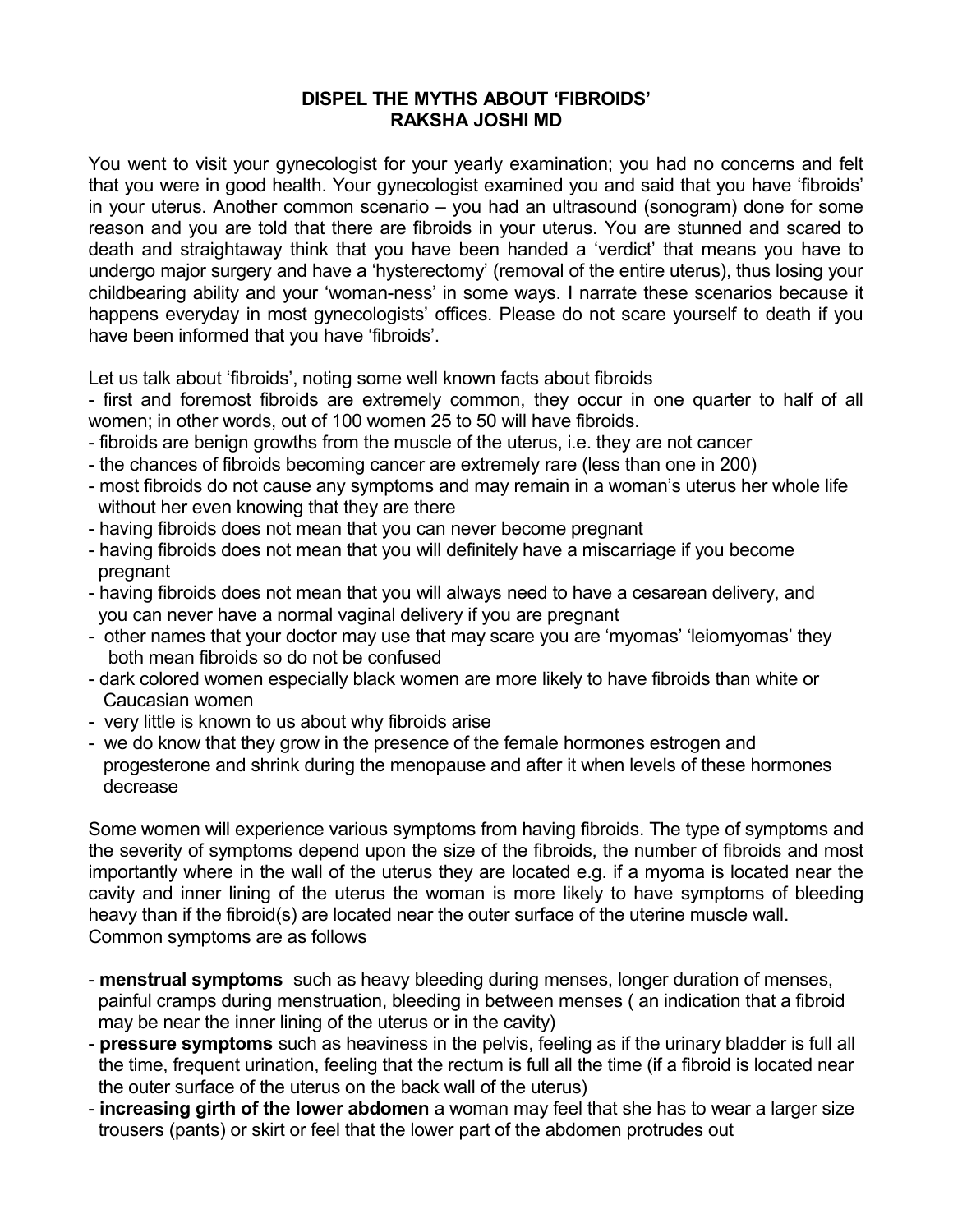# DISPEL THE MYTHS ABOUT 'FIBROIDS'

**RAKSHA JOSHI MD**

You went to visit your gynecologist for your yearly examination; you had no concerns and felt that you were in good health. Your gynecologist examined you and said that you have 'fibroids' in your uterus. Another common scenario – you had an ultrasound (sonogram) done for some reason and you are told that there are fibroids in your uterus. You are stunned and scared to death and straightaway think that you have been handed a 'verdict' that means you have to undergo major surgery and have a 'hysterectomy' (removal of the entire uterus), thus losing your childbearing ability and your 'woman-ness' in some ways. I narrate these scenarios because it happens everyday in most gynecologists' offices. Please do not scare yourself to death if you have been informed that you have 'fibroids'.

Let us talk about 'fibroids', noting some well known facts about fibroids

- first and foremost fibroids are extremely common, they occur in one quarter to half of all women; in other words, out of 100 women 25 to 50 will have fibroids.
- fibroids are benign growths from the muscle of the uterus, i.e. they are not cancer
- the chances of fibroids becoming cancer are extremely rare (less than one in 200)
- most fibroids do not cause any symptoms and may remain in a woman's uterus her whole life without her even knowing that they are there
- having fibroids does not mean that you can never become pregnant
- having fibroids does not mean that you will definitely have a miscarriage if you become pregnant
- having fibroids does not mean that you will always need to have a cesarean delivery, and you can never have a normal vaginal delivery if you are pregnant
- other names that your doctor may use that may scare you are 'myomas' 'leiomyomas' they both mean fibroids so do not be confused
- dark colored women especially black women are more likely to have fibroids than white or Caucasian women
- very little is known to us about why fibroids arise
- we do know that they grow in the presence of the female hormones estrogen and progesterone and shrink during the menopause and after it when levels of these hormones decrease

Some women will experience various symptoms from having fibroids. The type of symptoms and the severity of symptoms depend upon the size of the fibroids, the number of fibroids and most importantly where in the wall of the uterus they are located e.g. if a myoma is located near the cavity and inner lining of the uterus the woman is more likely to have symptoms of bleeding heavy than if the fibroid(s) are located near the outer surface of the uterine muscle wall. Common symptoms are as follows

- **menstrual symptoms** such as heavy bleeding during menses, longer duration of menses, painful cramps during menstruation, bleeding in between menses ( an indication that a fibroid may be near the inner lining of the uterus or in the cavity)
- **pressure symptoms** such as heaviness in the pelvis, feeling as if the urinary bladder is full all the time, frequent urination, feeling that the rectum is full all the time (if a fibroid is located near the outer surface of the uterus on the back wall of the uterus)
- **increasing girth of the lower abdomen** a woman may feel that she has to wear a larger size trousers (pants) or skirt or feel that the lower part of the abdomen protrudes out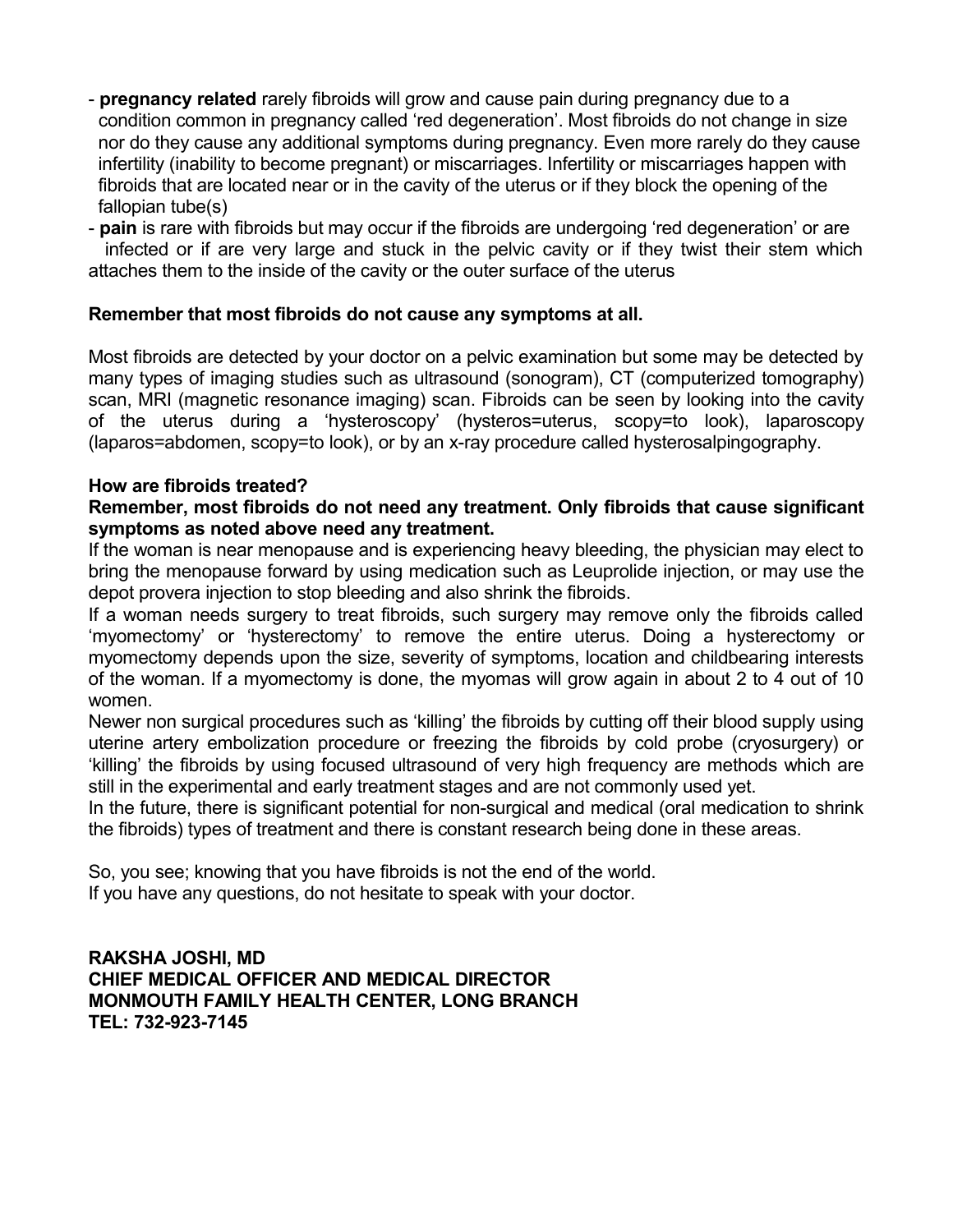- **pregnancy related** rarely fibroids will grow and cause pain during pregnancy due to a condition common in pregnancy called 'red degeneration'. Most fibroids do not change in size nor do they cause any additional symptoms during pregnancy. Even more rarely do they cause infertility (inability to become pregnant) or miscarriages. Infertility or miscarriages happen with fibroids that are located near or in the cavity of the uterus or if they block the opening of the fallopian tube(s)
- **pain** is rare with fibroids but may occur if the fibroids are undergoing 'red degeneration' or are infected or if are very large and stuck in the pelvic cavity or if they twist their stem which attaches them to the inside of the cavity or the outer surface of the uterus

**Remember that most fibroids do not cause any symptoms at all.**

Most fibroids are detected by your doctor on a pelvic examination but some may be detected by many types of imaging studies such as ultrasound (sonogram), CT (computerized tomography) scan, MRI (magnetic resonance imaging) scan. Fibroids can be seen by looking into the cavity of the uterus during a 'hysteroscopy' (hysteros=uterus, scopy=to look), laparoscopy (laparos=abdomen, scopy=to look), or by an x-ray procedure called hysterosalpingography.

**How are fibroids treated?**

**Remember, most fibroids do not need any treatment. Only fibroids that cause significant symptoms as noted above need any treatment.**

If the woman is near menopause and is experiencing heavy bleeding, the physician may elect to bring the menopause forward by using medication such as Leuprolide injection, or may use the depot provera injection to stop bleeding and also shrink the fibroids.

If a woman needs surgery to treat fibroids, such surgery may remove only the fibroids called 'myomectomy' or 'hysterectomy' to remove the entire uterus. Doing a hysterectomy or myomectomy depends upon the size, severity of symptoms, location and childbearing interests of the woman. If a myomectomy is done, the myomas will grow again in about 2 to 4 out of 10 women.

Newer non surgical procedures such as 'killing' the fibroids by cutting off their blood supply using uterine artery embolization procedure or freezing the fibroids by cold probe (cryosurgery) or 'killing' the fibroids by using focused ultrasound of very high frequency are methods which are still in the experimental and early treatment stages and are not commonly used yet.

In the future, there is significant potential for non-surgical and medical (oral medication to shrink the fibroids) types of treatment and there is constant research being done in these areas.

So, you see; knowing that you have fibroids is not the end of the world.
If you have any questions, do not hesitate to speak with your doctor.

**RAKSHA JOSHI, MD**
**CHIEF MEDICAL OFFICER AND MEDICAL DIRECTOR**
**MONMOUTH FAMILY HEALTH CENTER, LONG BRANCH**
**TEL: 732-923-7145**